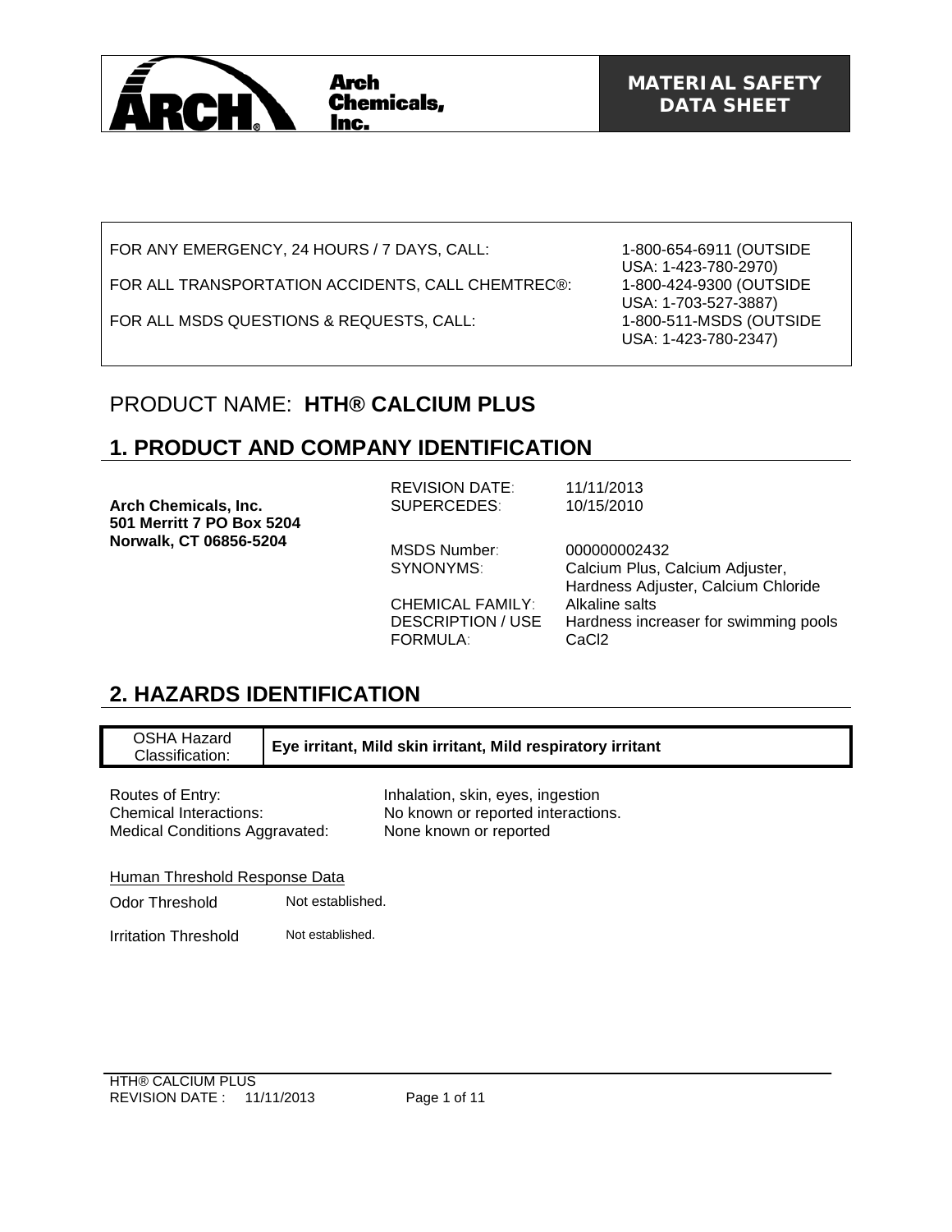Arch Chemicals, Inc.

**MATERIAL SAFETY DATA SHEET**

| | |
|---|---|
| FOR ANY EMERGENCY, 24 HOURS / 7 DAYS, CALL: | 1-800-654-6911 (OUTSIDE USA: 1-423-780-2970) |
| FOR ALL TRANSPORTATION ACCIDENTS, CALL CHEMTREC®: | 1-800-424-9300 (OUTSIDE USA: 1-703-527-3887) |
| FOR ALL MSDS QUESTIONS & REQUESTS, CALL: | 1-800-511-MSDS (OUTSIDE USA: 1-423-780-2347) |

# PRODUCT NAME: **HTH® CALCIUM PLUS**

## 1. PRODUCT AND COMPANY IDENTIFICATION

**Arch Chemicals, Inc.**
**501 Merritt 7 PO Box 5204**
**Norwalk, CT 06856-5204**

| | |
|---|---|
| REVISION DATE: | 11/11/2013 |
| SUPERCEDES: | 10/15/2010 |
| MSDS Number: | 000000002432 |
| SYNONYMS: | Calcium Plus, Calcium Adjuster, Hardness Adjuster, Calcium Chloride |
| CHEMICAL FAMILY: | Alkaline salts |
| DESCRIPTION / USE | Hardness increaser for swimming pools |
| FORMULA: | $CaCl_2$ |

## 2. HAZARDS IDENTIFICATION

| OSHA Hazard Classification: | **Eye irritant, Mild skin irritant, Mild respiratory irritant** |
|---|---|

| | |
|---|---|
| Routes of Entry: | Inhalation, skin, eyes, ingestion |
| Chemical Interactions: | No known or reported interactions. |
| Medical Conditions Aggravated: | None known or reported |

Human Threshold Response Data

| | |
|---|---|
| Odor Threshold | Not established. |
| Irritation Threshold | Not established. |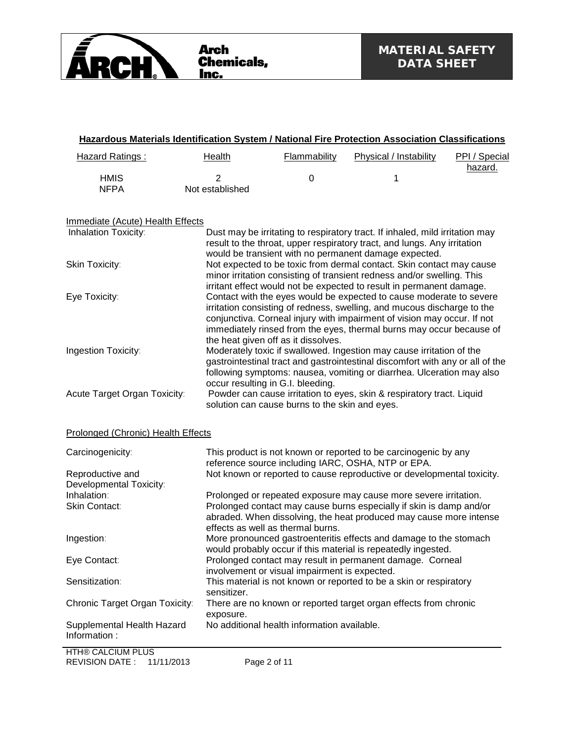## Hazardous Materials Identification System / National Fire Protection Association Classifications

| Hazard Ratings : | Health | Flammability | Physical / Instability | PPI / Special hazard. |
|---|---|---|---|---|
| HMIS | 2 | 0 | 1 | |
| NFPA | Not established | | | |

### Immediate (Acute) Health Effects

| | |
|---|---|
| Inhalation Toxicity: | Dust may be irritating to respiratory tract. If inhaled, mild irritation may result to the throat, upper respiratory tract, and lungs. Any irritation would be transient with no permanent damage expected. |
| Skin Toxicity: | Not expected to be toxic from dermal contact. Skin contact may cause minor irritation consisting of transient redness and/or swelling. This irritant effect would not be expected to result in permanent damage. |
| Eye Toxicity: | Contact with the eyes would be expected to cause moderate to severe irritation consisting of redness, swelling, and mucous discharge to the conjunctiva. Corneal injury with impairment of vision may occur. If not immediately rinsed from the eyes, thermal burns may occur because of the heat given off as it dissolves. |
| Ingestion Toxicity: | Moderately toxic if swallowed. Ingestion may cause irritation of the gastrointestinal tract and gastrointestinal discomfort with any or all of the following symptoms: nausea, vomiting or diarrhea. Ulceration may also occur resulting in G.I. bleeding. |
| Acute Target Organ Toxicity: | Powder can cause irritation to eyes, skin & respiratory tract. Liquid solution can cause burns to the skin and eyes. |

### Prolonged (Chronic) Health Effects

| | |
|---|---|
| Carcinogenicity: | This product is not known or reported to be carcinogenic by any reference source including IARC, OSHA, NTP or EPA. |
| Reproductive and Developmental Toxicity: | Not known or reported to cause reproductive or developmental toxicity. |
| Inhalation: | Prolonged or repeated exposure may cause more severe irritation. |
| Skin Contact: | Prolonged contact may cause burns especially if skin is damp and/or abraded. When dissolving, the heat produced may cause more intense effects as well as thermal burns. |
| Ingestion: | More pronounced gastroenteritis effects and damage to the stomach would probably occur if this material is repeatedly ingested. |
| Eye Contact: | Prolonged contact may result in permanent damage. Corneal involvement or visual impairment is expected. |
| Sensitization: | This material is not known or reported to be a skin or respiratory sensitizer. |
| Chronic Target Organ Toxicity: | There are no known or reported target organ effects from chronic exposure. |
| Supplemental Health Hazard Information : | No additional health information available. |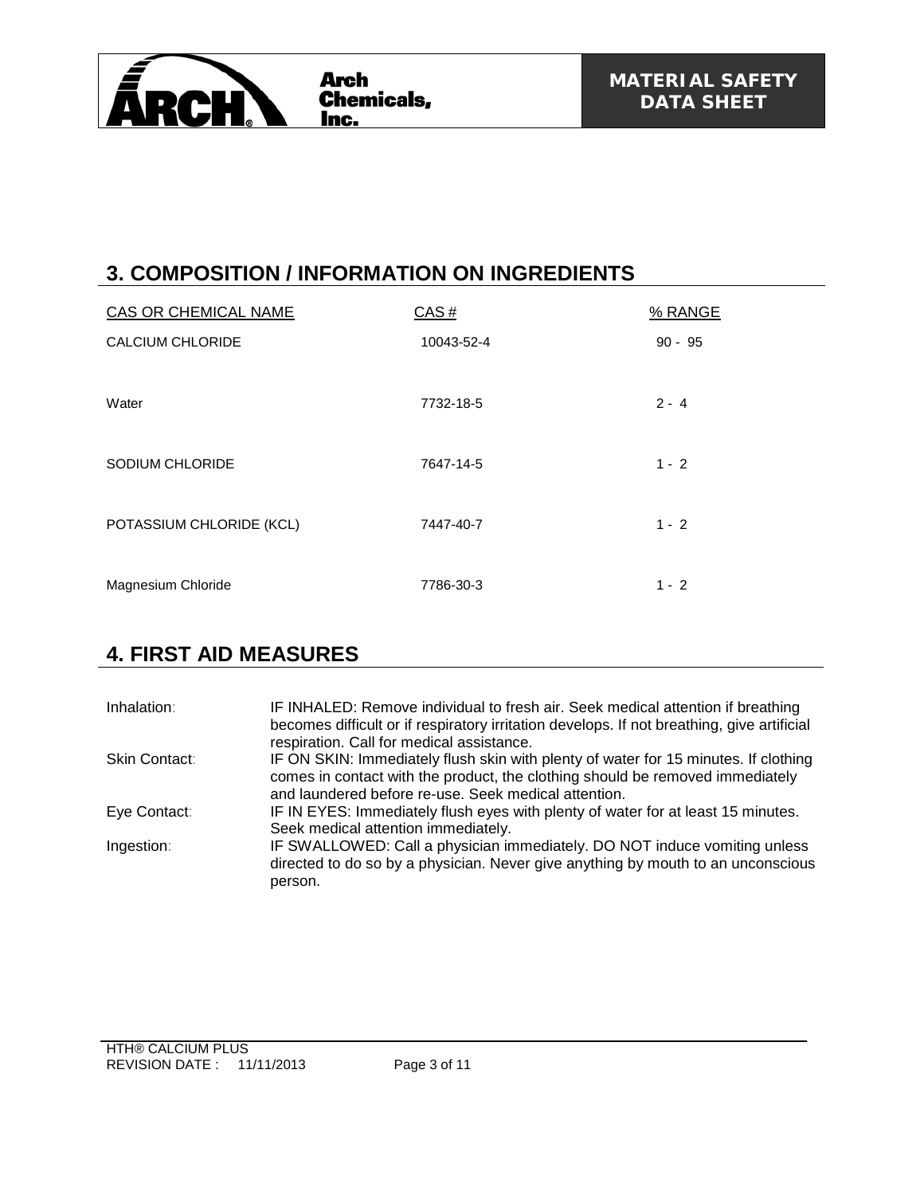## 3. COMPOSITION / INFORMATION ON INGREDIENTS

| CAS OR CHEMICAL NAME | CAS # | % RANGE |
|---|---|---|
| CALCIUM CHLORIDE | 10043-52-4 | 90 - 95 |
| Water | 7732-18-5 | 2 - 4 |
| SODIUM CHLORIDE | 7647-14-5 | 1 - 2 |
| POTASSIUM CHLORIDE (KCL) | 7447-40-7 | 1 - 2 |
| Magnesium Chloride | 7786-30-3 | 1 - 2 |

## 4. FIRST AID MEASURES

| | |
|---|---|
| Inhalation: | IF INHALED: Remove individual to fresh air. Seek medical attention if breathing becomes difficult or if respiratory irritation develops. If not breathing, give artificial respiration. Call for medical assistance. |
| Skin Contact: | IF ON SKIN: Immediately flush skin with plenty of water for 15 minutes. If clothing comes in contact with the product, the clothing should be removed immediately and laundered before re-use. Seek medical attention. |
| Eye Contact: | IF IN EYES: Immediately flush eyes with plenty of water for at least 15 minutes. Seek medical attention immediately. |
| Ingestion: | IF SWALLOWED: Call a physician immediately. DO NOT induce vomiting unless directed to do so by a physician. Never give anything by mouth to an unconscious person. |

HTH® CALCIUM PLUS
REVISION DATE : 11/11/2013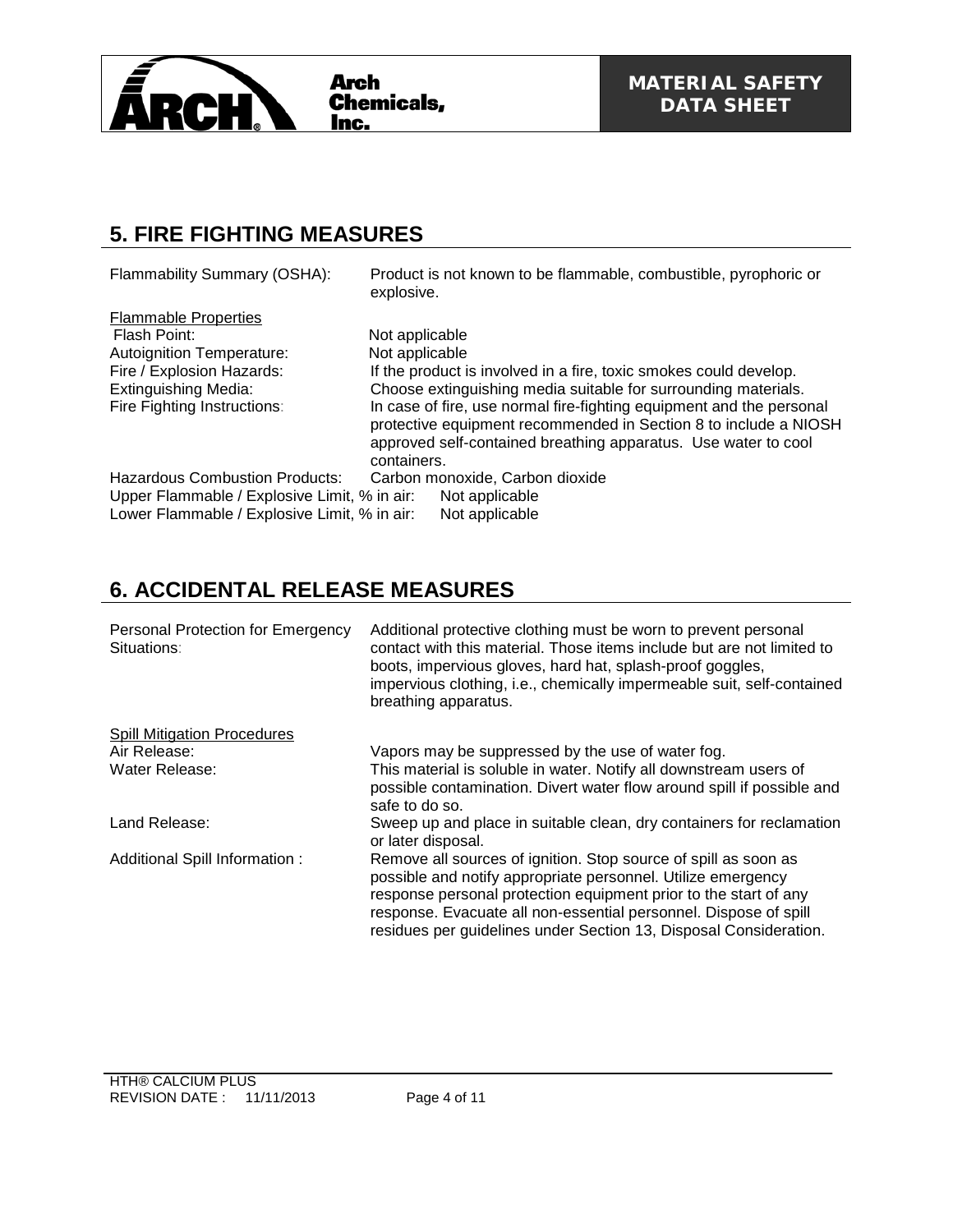## 5. FIRE FIGHTING MEASURES

| | |
|---|---|
| Flammability Summary (OSHA): | Product is not known to be flammable, combustible, pyrophoric or explosive. |
| **Flammable Properties** | |
| Flash Point: | Not applicable |
| Autoignition Temperature: | Not applicable |
| Fire / Explosion Hazards: | If the product is involved in a fire, toxic smokes could develop. |
| Extinguishing Media: | Choose extinguishing media suitable for surrounding materials. |
| Fire Fighting Instructions: | In case of fire, use normal fire-fighting equipment and the personal protective equipment recommended in Section 8 to include a NIOSH approved self-contained breathing apparatus. Use water to cool containers. |
| Hazardous Combustion Products: | Carbon monoxide, Carbon dioxide |
| Upper Flammable / Explosive Limit, % in air: | Not applicable |
| Lower Flammable / Explosive Limit, % in air: | Not applicable |

## 6. ACCIDENTAL RELEASE MEASURES

| | |
|---|---|
| Personal Protection for Emergency Situations: | Additional protective clothing must be worn to prevent personal contact with this material. Those items include but are not limited to boots, impervious gloves, hard hat, splash-proof goggles, impervious clothing, i.e., chemically impermeable suit, self-contained breathing apparatus. |
| **Spill Mitigation Procedures** | |
| Air Release: | Vapors may be suppressed by the use of water fog. |
| Water Release: | This material is soluble in water. Notify all downstream users of possible contamination. Divert water flow around spill if possible and safe to do so. |
| Land Release: | Sweep up and place in suitable clean, dry containers for reclamation or later disposal. |
| Additional Spill Information : | Remove all sources of ignition. Stop source of spill as soon as possible and notify appropriate personnel. Utilize emergency response personal protection equipment prior to the start of any response. Evacuate all non-essential personnel. Dispose of spill residues per guidelines under Section 13, Disposal Consideration. |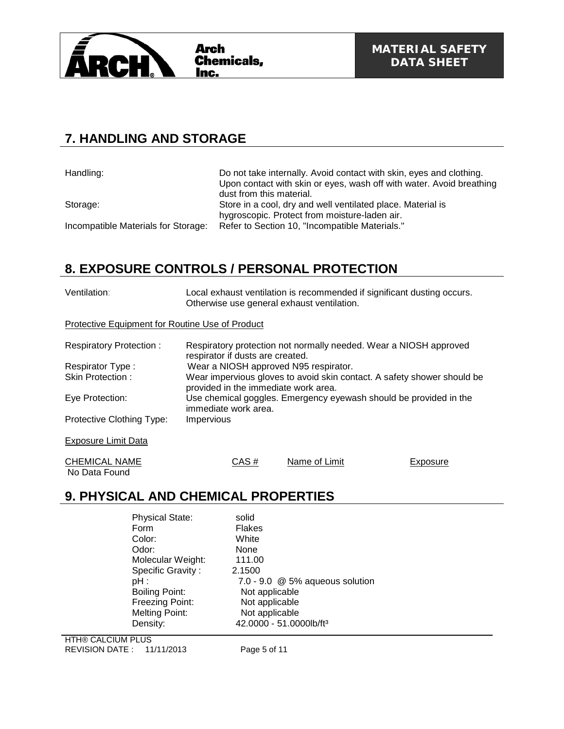## 7. HANDLING AND STORAGE

| | |
|---|---|
| Handling: | Do not take internally. Avoid contact with skin, eyes and clothing. Upon contact with skin or eyes, wash off with water. Avoid breathing dust from this material. |
| Storage: | Store in a cool, dry and well ventilated place. Material is hygroscopic. Protect from moisture-laden air. |
| Incompatible Materials for Storage: | Refer to Section 10, "Incompatible Materials." |

## 8. EXPOSURE CONTROLS / PERSONAL PROTECTION

| | |
|---|---|
| Ventilation: | Local exhaust ventilation is recommended if significant dusting occurs. Otherwise use general exhaust ventilation. |

Protective Equipment for Routine Use of Product

| | |
|---|---|
| Respiratory Protection : | Respiratory protection not normally needed. Wear a NIOSH approved respirator if dusts are created. |
| Respirator Type : | Wear a NIOSH approved N95 respirator. |
| Skin Protection : | Wear impervious gloves to avoid skin contact. A safety shower should be provided in the immediate work area. |
| Eye Protection: | Use chemical goggles. Emergency eyewash should be provided in the immediate work area. |
| Protective Clothing Type: | Impervious |

Exposure Limit Data

| CHEMICAL NAME | CAS # | Name of Limit | Exposure |
|---|---|---|---|
| No Data Found | | | |

## 9. PHYSICAL AND CHEMICAL PROPERTIES

| | |
|---|---|
| Physical State: | solid |
| Form | Flakes |
| Color: | White |
| Odor: | None |
| Molecular Weight: | 111.00 |
| Specific Gravity : | 2.1500 |
| pH : | 7.0 - 9.0 @ 5% aqueous solution |
| Boiling Point: | Not applicable |
| Freezing Point: | Not applicable |
| Melting Point: | Not applicable |
| Density: | 42.0000 - 51.0000lb/ft$^3$ |

HTH® CALCIUM PLUS
REVISION DATE : 11/11/2013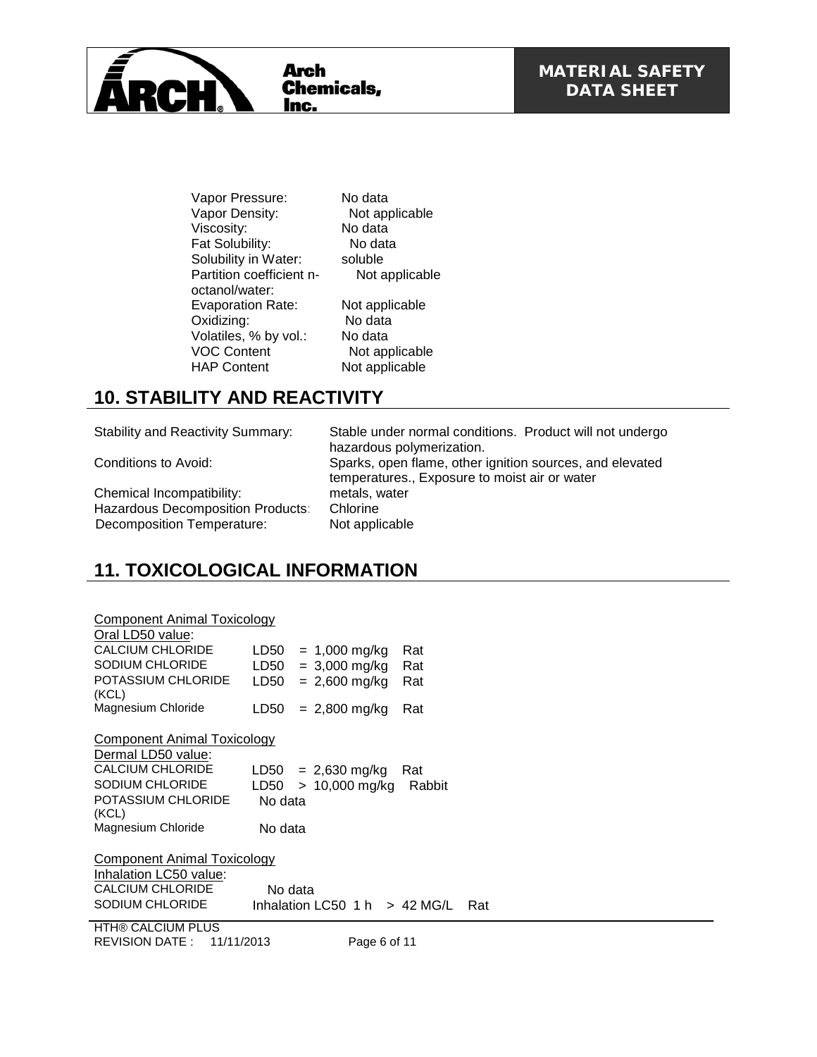| | |
|---|---|
| Vapor Pressure: | No data |
| Vapor Density: | Not applicable |
| Viscosity: | No data |
| Fat Solubility: | No data |
| Solubility in Water: | soluble |
| Partition coefficient n-octanol/water: | Not applicable |
| Evaporation Rate: | Not applicable |
| Oxidizing: | No data |
| Volatiles, % by vol.: | No data |
| VOC Content | Not applicable |
| HAP Content | Not applicable |

## 10. STABILITY AND REACTIVITY

| | |
|---|---|
| Stability and Reactivity Summary: | Stable under normal conditions. Product will not undergo hazardous polymerization. |
| Conditions to Avoid: | Sparks, open flame, other ignition sources, and elevated temperatures., Exposure to moist air or water |
| Chemical Incompatibility: | metals, water |
| Hazardous Decomposition Products: | Chlorine |
| Decomposition Temperature: | Not applicable |

## 11. TOXICOLOGICAL INFORMATION

Component Animal Toxicology

Oral LD50 value:

| | | | |
|---|---|---|---|
| CALCIUM CHLORIDE | LD50 | = 1,000 mg/kg | Rat |
| SODIUM CHLORIDE | LD50 | = 3,000 mg/kg | Rat |
| POTASSIUM CHLORIDE (KCL) | LD50 | = 2,600 mg/kg | Rat |
| Magnesium Chloride | LD50 | = 2,800 mg/kg | Rat |

Component Animal Toxicology

Dermal LD50 value:

| | | | |
|---|---|---|---|
| CALCIUM CHLORIDE | LD50 | = 2,630 mg/kg | Rat |
| SODIUM CHLORIDE | LD50 | > 10,000 mg/kg | Rabbit |
| POTASSIUM CHLORIDE (KCL) | No data | | |
| Magnesium Chloride | No data | | |

Component Animal Toxicology

Inhalation LC50 value:

| | |
|---|---|
| CALCIUM CHLORIDE | No data |
| SODIUM CHLORIDE | Inhalation LC50 1 h > 42 MG/L Rat |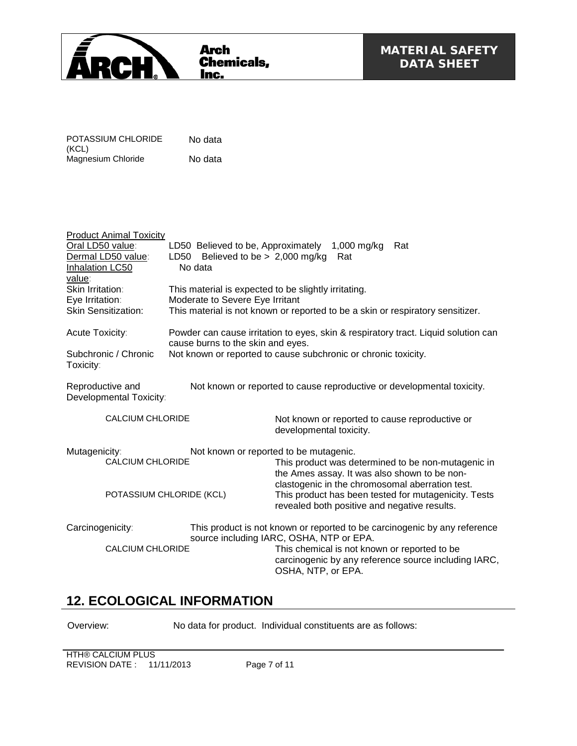| | |
|---|---|
| POTASSIUM CHLORIDE (KCL) | No data |
| Magnesium Chloride | No data |

**Product Animal Toxicity**

| | |
|---|---|
| Oral LD50 value: | LD50 Believed to be, Approximately 1,000 mg/kg Rat |
| Dermal LD50 value: | LD50 Believed to be > 2,000 mg/kg Rat |
| Inhalation LC50 value: | No data |
| Skin Irritation: | This material is expected to be slightly irritating. |
| Eye Irritation: | Moderate to Severe Eye Irritant |
| Skin Sensitization: | This material is not known or reported to be a skin or respiratory sensitizer. |
| Acute Toxicity: | Powder can cause irritation to eyes, skin & respiratory tract. Liquid solution can cause burns to the skin and eyes. |
| Subchronic / Chronic Toxicity: | Not known or reported to cause subchronic or chronic toxicity. |
| Reproductive and Developmental Toxicity: | Not known or reported to cause reproductive or developmental toxicity. |

| | |
|---|---|
| CALCIUM CHLORIDE | Not known or reported to cause reproductive or developmental toxicity. |

Mutagenicity: Not known or reported to be mutagenic.

| | |
|---|---|
| CALCIUM CHLORIDE | This product was determined to be non-mutagenic in the Ames assay. It was also shown to be non-clastogenic in the chromosomal aberration test. |
| POTASSIUM CHLORIDE (KCL) | This product has been tested for mutagenicity. Tests revealed both positive and negative results. |

Carcinogenicity: This product is not known or reported to be carcinogenic by any reference source including IARC, OSHA, NTP or EPA.

| | |
|---|---|
| CALCIUM CHLORIDE | This chemical is not known or reported to be carcinogenic by any reference source including IARC, OSHA, NTP, or EPA. |

## 12. ECOLOGICAL INFORMATION

Overview: No data for product. Individual constituents are as follows: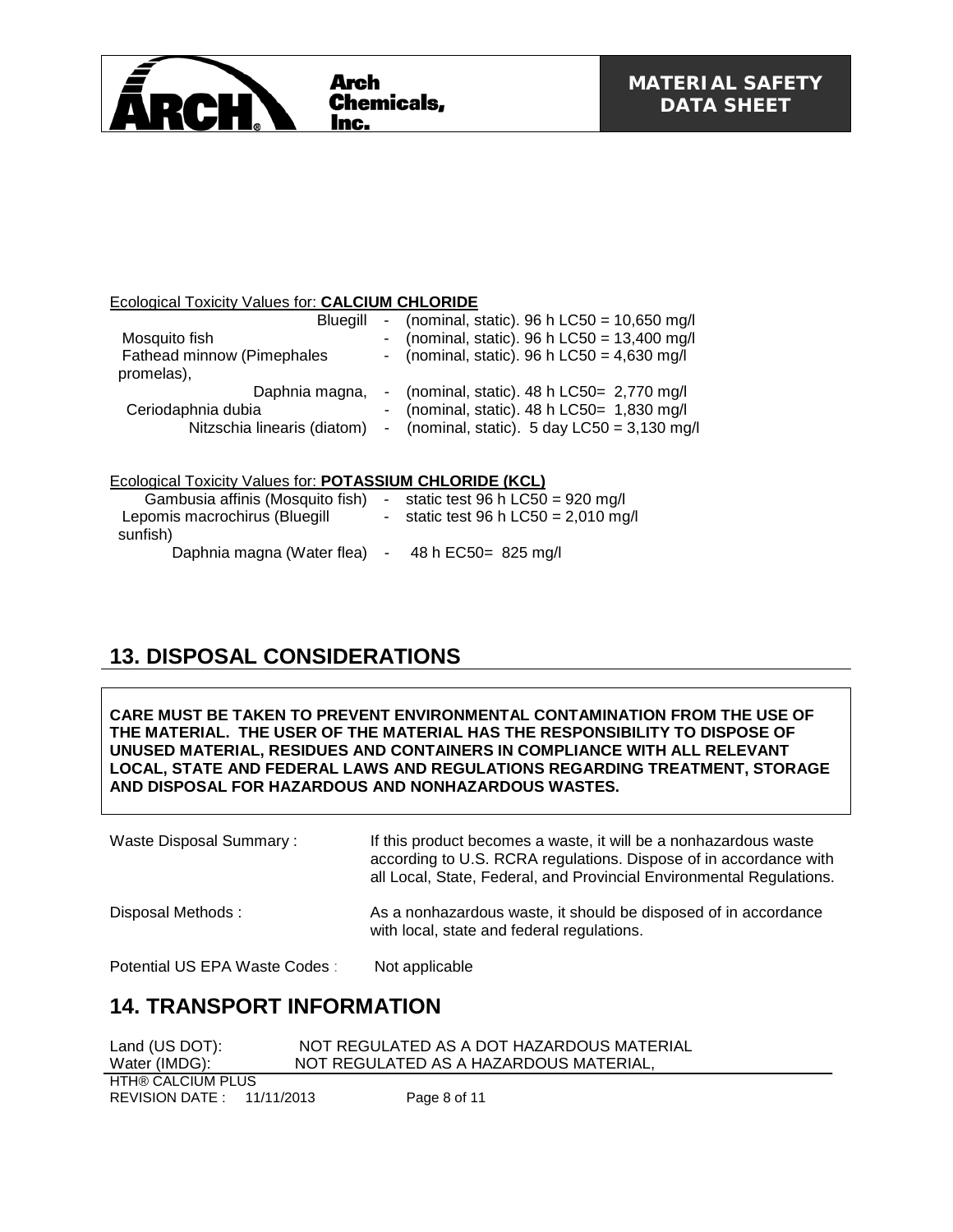Ecological Toxicity Values for: **CALCIUM CHLORIDE**

| | | |
|---|---|---|
| Bluegill | - | (nominal, static). 96 h LC50 = 10,650 mg/l |
| Mosquito fish | - | (nominal, static). 96 h LC50 = 13,400 mg/l |
| Fathead minnow (Pimephales promelas), | - | (nominal, static). 96 h LC50 = 4,630 mg/l |
| Daphnia magna, | - | (nominal, static). 48 h LC50= 2,770 mg/l |
| Ceriodaphnia dubia | - | (nominal, static). 48 h LC50= 1,830 mg/l |
| Nitzschia linearis (diatom) | - | (nominal, static). 5 day LC50 = 3,130 mg/l |

Ecological Toxicity Values for: **POTASSIUM CHLORIDE (KCL)**

| | | |
|---|---|---|
| Gambusia affinis (Mosquito fish) | - | static test 96 h LC50 = 920 mg/l |
| Lepomis macrochirus (Bluegill sunfish) | - | static test 96 h LC50 = 2,010 mg/l |
| Daphnia magna (Water flea) | - | 48 h EC50= 825 mg/l |

## 13. DISPOSAL CONSIDERATIONS

**CARE MUST BE TAKEN TO PREVENT ENVIRONMENTAL CONTAMINATION FROM THE USE OF THE MATERIAL. THE USER OF THE MATERIAL HAS THE RESPONSIBILITY TO DISPOSE OF UNUSED MATERIAL, RESIDUES AND CONTAINERS IN COMPLIANCE WITH ALL RELEVANT LOCAL, STATE AND FEDERAL LAWS AND REGULATIONS REGARDING TREATMENT, STORAGE AND DISPOSAL FOR HAZARDOUS AND NONHAZARDOUS WASTES.**

| | |
|---|---|
| Waste Disposal Summary : | If this product becomes a waste, it will be a nonhazardous waste according to U.S. RCRA regulations. Dispose of in accordance with all Local, State, Federal, and Provincial Environmental Regulations. |
| Disposal Methods : | As a nonhazardous waste, it should be disposed of in accordance with local, state and federal regulations. |
| Potential US EPA Waste Codes : | Not applicable |

## 14. TRANSPORT INFORMATION

| | |
|---|---|
| Land (US DOT): | NOT REGULATED AS A DOT HAZARDOUS MATERIAL |
| Water (IMDG): | NOT REGULATED AS A HAZARDOUS MATERIAL, |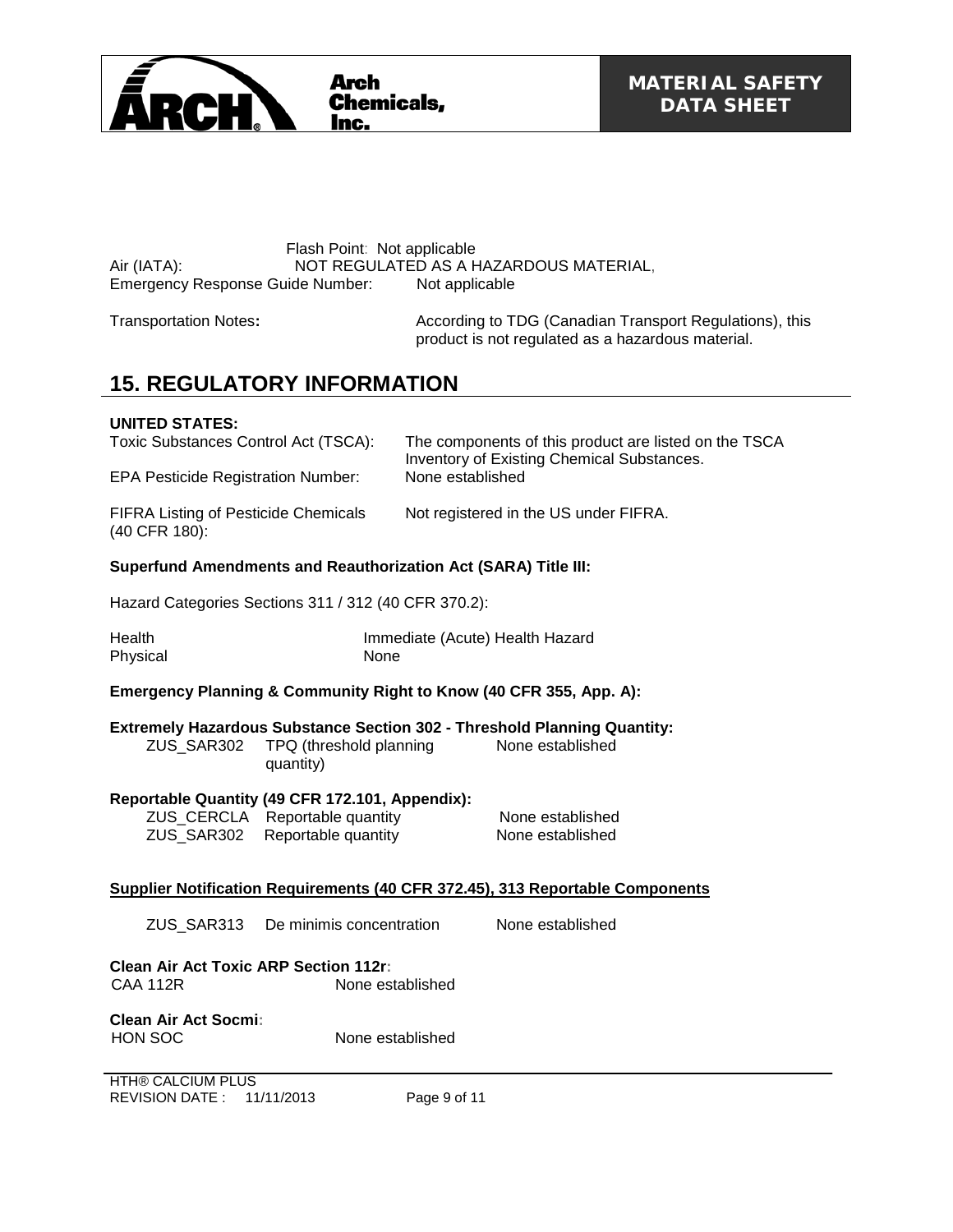Flash Point: Not applicable

Air (IATA): NOT REGULATED AS A HAZARDOUS MATERIAL,

Emergency Response Guide Number: Not applicable

Transportation Notes: According to TDG (Canadian Transport Regulations), this product is not regulated as a hazardous material.

## 15. REGULATORY INFORMATION

**UNITED STATES:**

Toxic Substances Control Act (TSCA): The components of this product are listed on the TSCA Inventory of Existing Chemical Substances.

EPA Pesticide Registration Number: None established

FIFRA Listing of Pesticide Chemicals (40 CFR 180): Not registered in the US under FIFRA.

**Superfund Amendments and Reauthorization Act (SARA) Title III:**

Hazard Categories Sections 311 / 312 (40 CFR 370.2):

| | |
|---|---|
| Health | Immediate (Acute) Health Hazard |
| Physical | None |

**Emergency Planning & Community Right to Know (40 CFR 355, App. A):**

**Extremely Hazardous Substance Section 302 - Threshold Planning Quantity:**

| | | |
|---|---|---|
| ZUS_SAR302 | TPQ (threshold planning quantity) | None established |

**Reportable Quantity (49 CFR 172.101, Appendix):**

| | | |
|---|---|---|
| ZUS_CERCLA | Reportable quantity | None established |
| ZUS_SAR302 | Reportable quantity | None established |

**Supplier Notification Requirements (40 CFR 372.45), 313 Reportable Components**

| | | |
|---|---|---|
| ZUS_SAR313 | De minimis concentration | None established |

**Clean Air Act Toxic ARP Section 112r:**

CAA 112R None established

**Clean Air Act Socmi:**

HON SOC None established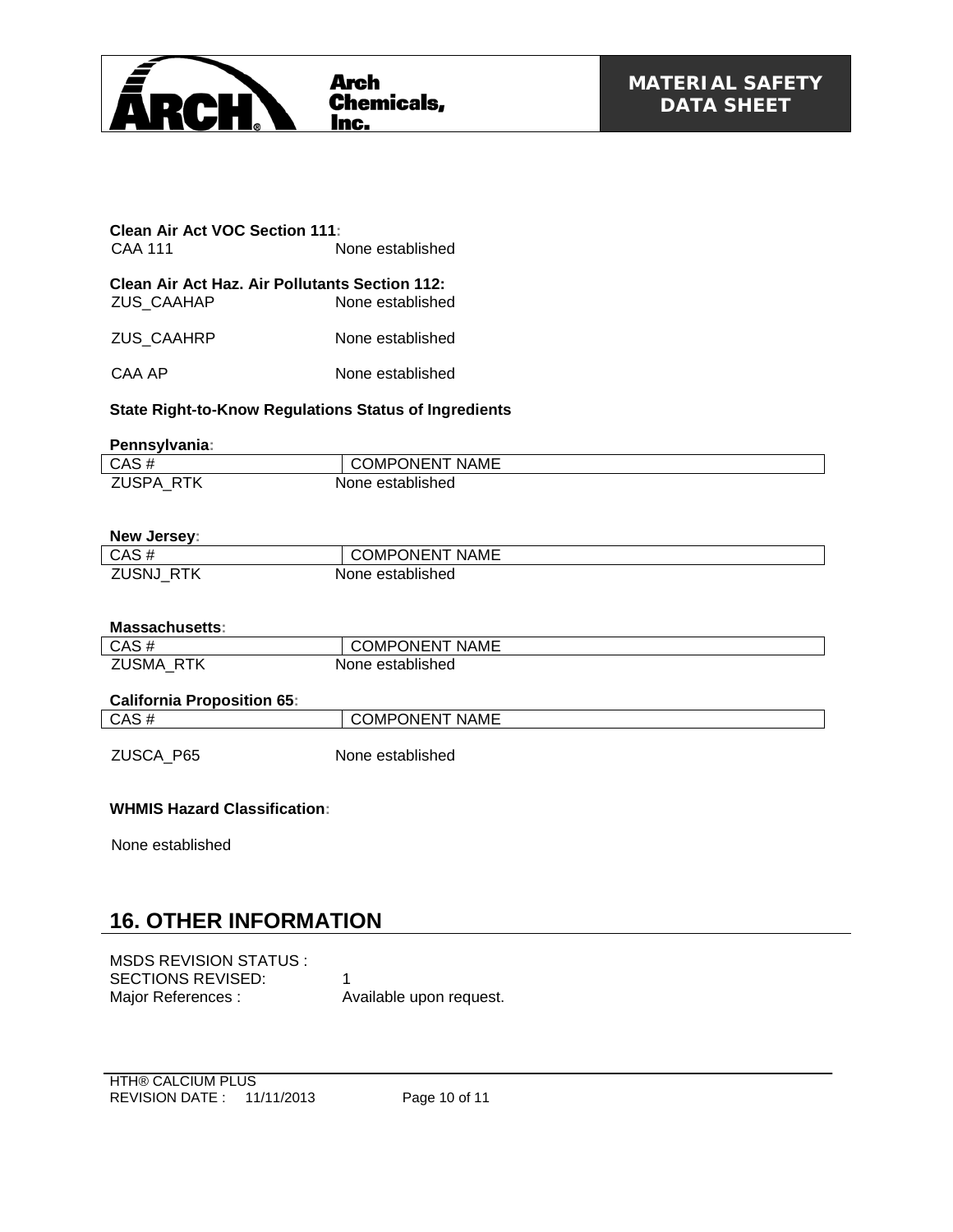**Clean Air Act VOC Section 111:**

| | |
|---|---|
| CAA 111 | None established |

**Clean Air Act Haz. Air Pollutants Section 112:**

| | |
|---|---|
| ZUS_CAAHAP | None established |
| ZUS_CAAHRP | None established |
| CAA AP | None established |

**State Right-to-Know Regulations Status of Ingredients**

**Pennsylvania:**

| CAS # | COMPONENT NAME |
|---|---|
| ZUSPA_RTK | None established |

**New Jersey:**

| CAS # | COMPONENT NAME |
|---|---|
| ZUSNJ_RTK | None established |

**Massachusetts:**

| CAS # | COMPONENT NAME |
|---|---|
| ZUSMA_RTK | None established |

**California Proposition 65:**

| CAS # | COMPONENT NAME |
|---|---|
| ZUSCA_P65 | None established |

**WHMIS Hazard Classification:**

None established

## 16. OTHER INFORMATION

MSDS REVISION STATUS :
SECTIONS REVISED: 1
Major References : Available upon request.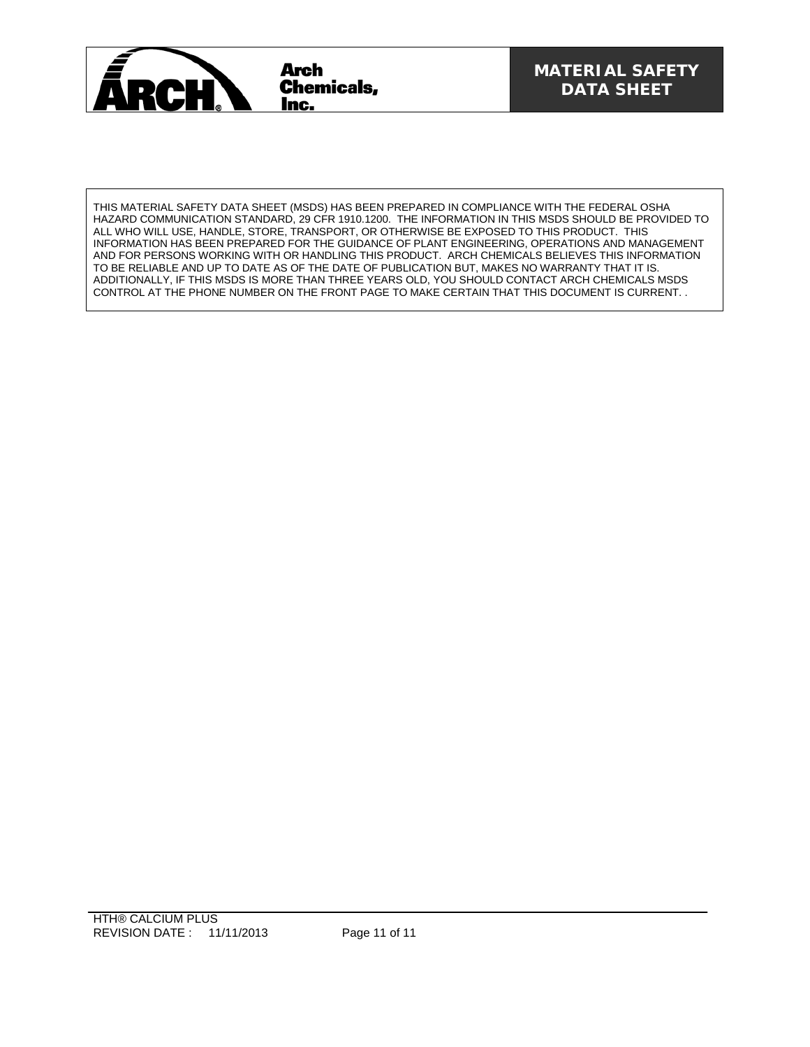THIS MATERIAL SAFETY DATA SHEET (MSDS) HAS BEEN PREPARED IN COMPLIANCE WITH THE FEDERAL OSHA HAZARD COMMUNICATION STANDARD, 29 CFR 1910.1200. THE INFORMATION IN THIS MSDS SHOULD BE PROVIDED TO ALL WHO WILL USE, HANDLE, STORE, TRANSPORT, OR OTHERWISE BE EXPOSED TO THIS PRODUCT. THIS INFORMATION HAS BEEN PREPARED FOR THE GUIDANCE OF PLANT ENGINEERING, OPERATIONS AND MANAGEMENT AND FOR PERSONS WORKING WITH OR HANDLING THIS PRODUCT. ARCH CHEMICALS BELIEVES THIS INFORMATION TO BE RELIABLE AND UP TO DATE AS OF THE DATE OF PUBLICATION BUT, MAKES NO WARRANTY THAT IT IS. ADDITIONALLY, IF THIS MSDS IS MORE THAN THREE YEARS OLD, YOU SHOULD CONTACT ARCH CHEMICALS MSDS CONTROL AT THE PHONE NUMBER ON THE FRONT PAGE TO MAKE CERTAIN THAT THIS DOCUMENT IS CURRENT. .